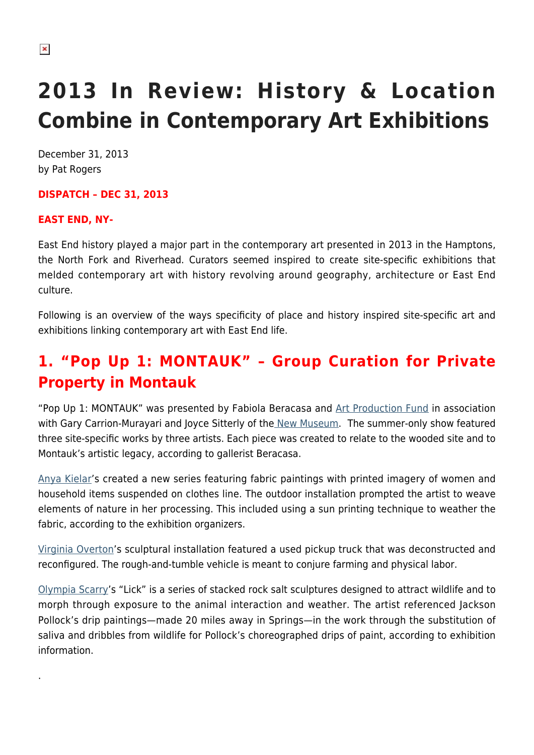# 2013 In Review: History & Location Combine in Contemporary Art Exhibitions

December 31, 2013
by Pat Rogers

**DISPATCH – DEC 31, 2013**

**EAST END, NY-**

East End history played a major part in the contemporary art presented in 2013 in the Hamptons, the North Fork and Riverhead. Curators seemed inspired to create site-specific exhibitions that melded contemporary art with history revolving around geography, architecture or East End culture.

Following is an overview of the ways specificity of place and history inspired site-specific art and exhibitions linking contemporary art with East End life.

## 1. "Pop Up 1: MONTAUK" – Group Curation for Private Property in Montauk

"Pop Up 1: MONTAUK" was presented by Fabiola Beracasa and Art Production Fund in association with Gary Carrion-Murayari and Joyce Sitterly of the New Museum. The summer-only show featured three site-specific works by three artists. Each piece was created to relate to the wooded site and to Montauk's artistic legacy, according to gallerist Beracasa.

Anya Kielar's created a new series featuring fabric paintings with printed imagery of women and household items suspended on clothes line. The outdoor installation prompted the artist to weave elements of nature in her processing. This included using a sun printing technique to weather the fabric, according to the exhibition organizers.

Virginia Overton's sculptural installation featured a used pickup truck that was deconstructed and reconfigured. The rough-and-tumble vehicle is meant to conjure farming and physical labor.

Olympia Scarry's "Lick" is a series of stacked rock salt sculptures designed to attract wildlife and to morph through exposure to the animal interaction and weather. The artist referenced Jackson Pollock's drip paintings—made 20 miles away in Springs—in the work through the substitution of saliva and dribbles from wildlife for Pollock's choreographed drips of paint, according to exhibition information.

.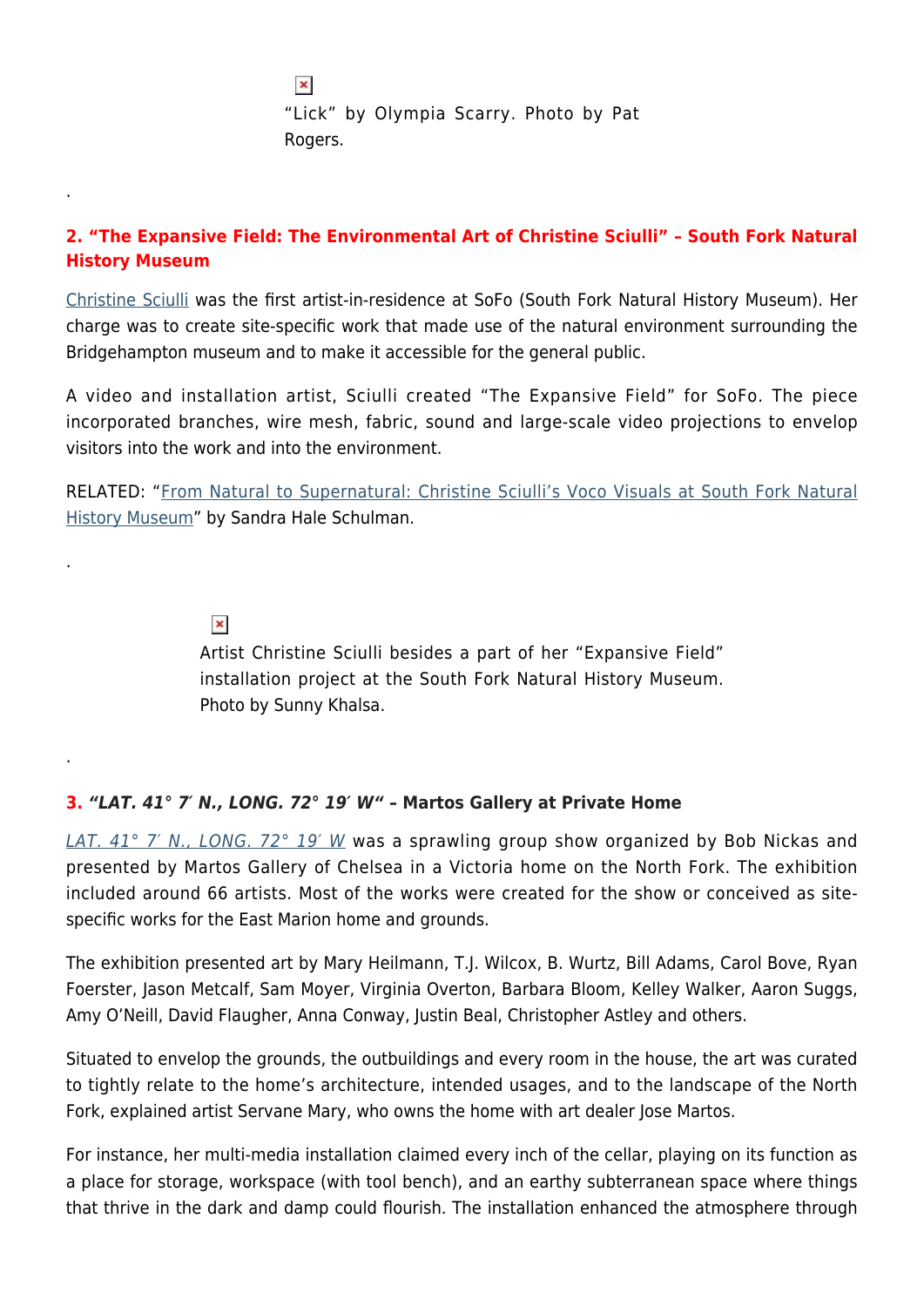"Lick" by Olympia Scarry. Photo by Pat Rogers.

.

## 2. "The Expansive Field: The Environmental Art of Christine Sciulli" – South Fork Natural History Museum

Christine Sciulli was the first artist-in-residence at SoFo (South Fork Natural History Museum). Her charge was to create site-specific work that made use of the natural environment surrounding the Bridgehampton museum and to make it accessible for the general public.

A video and installation artist, Sciulli created "The Expansive Field" for SoFo. The piece incorporated branches, wire mesh, fabric, sound and large-scale video projections to envelop visitors into the work and into the environment.

RELATED: "From Natural to Supernatural: Christine Sciulli's Voco Visuals at South Fork Natural History Museum" by Sandra Hale Schulman.

.

Artist Christine Sciulli besides a part of her "Expansive Field" installation project at the South Fork Natural History Museum. Photo by Sunny Khalsa.

.

## 3. *"LAT. 41° 7′ N., LONG. 72° 19′ W"* – Martos Gallery at Private Home

*LAT. 41° 7′ N., LONG. 72° 19′ W* was a sprawling group show organized by Bob Nickas and presented by Martos Gallery of Chelsea in a Victoria home on the North Fork. The exhibition included around 66 artists. Most of the works were created for the show or conceived as site-specific works for the East Marion home and grounds.

The exhibition presented art by Mary Heilmann, T.J. Wilcox, B. Wurtz, Bill Adams, Carol Bove, Ryan Foerster, Jason Metcalf, Sam Moyer, Virginia Overton, Barbara Bloom, Kelley Walker, Aaron Suggs, Amy O'Neill, David Flaugher, Anna Conway, Justin Beal, Christopher Astley and others.

Situated to envelop the grounds, the outbuildings and every room in the house, the art was curated to tightly relate to the home's architecture, intended usages, and to the landscape of the North Fork, explained artist Servane Mary, who owns the home with art dealer Jose Martos.

For instance, her multi-media installation claimed every inch of the cellar, playing on its function as a place for storage, workspace (with tool bench), and an earthy subterranean space where things that thrive in the dark and damp could flourish. The installation enhanced the atmosphere through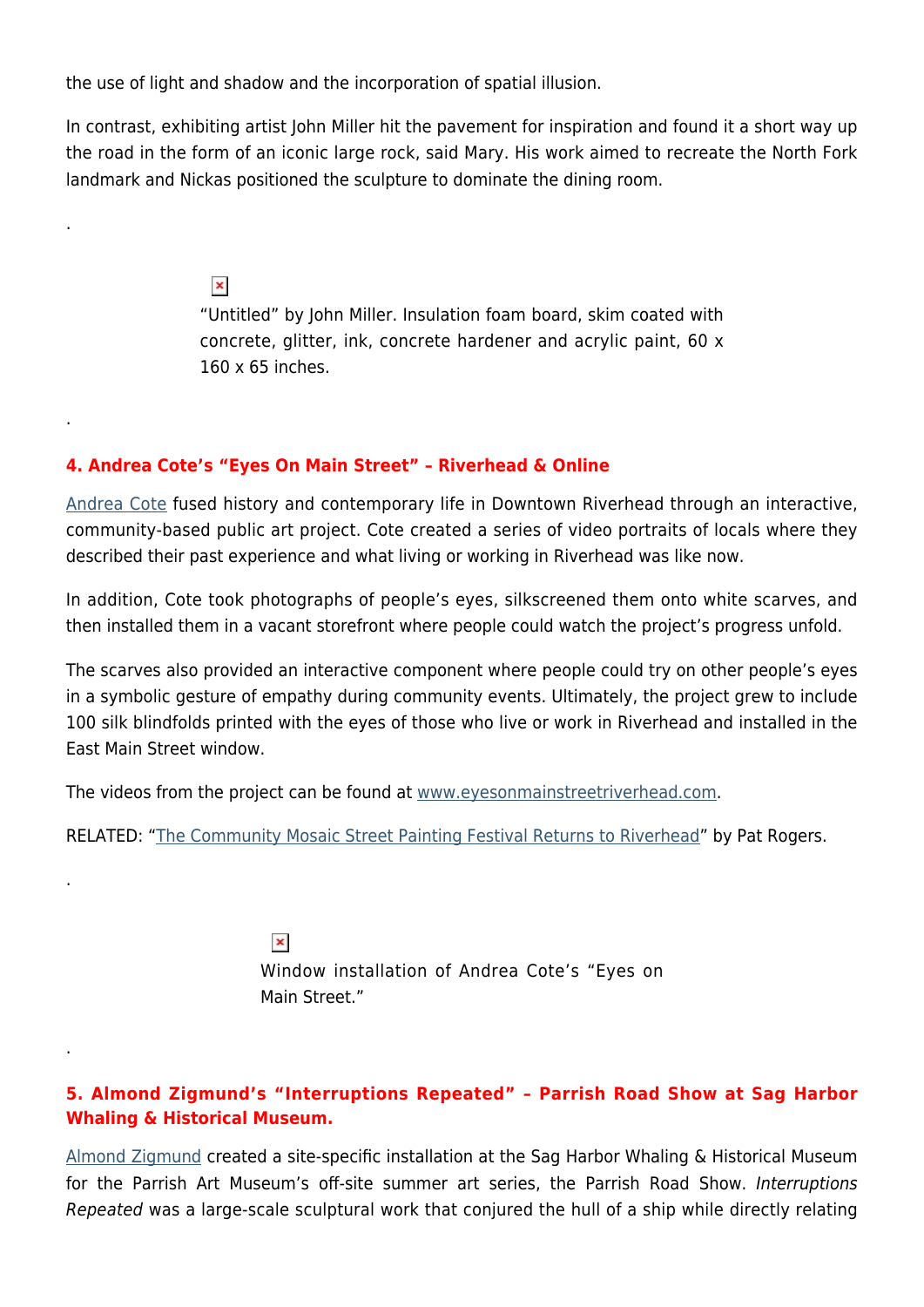the use of light and shadow and the incorporation of spatial illusion.

In contrast, exhibiting artist John Miller hit the pavement for inspiration and found it a short way up the road in the form of an iconic large rock, said Mary. His work aimed to recreate the North Fork landmark and Nickas positioned the sculpture to dominate the dining room.

.

"Untitled" by John Miller. Insulation foam board, skim coated with concrete, glitter, ink, concrete hardener and acrylic paint, 60 x 160 x 65 inches.

.

### 4. Andrea Cote's "Eyes On Main Street" – Riverhead & Online

Andrea Cote fused history and contemporary life in Downtown Riverhead through an interactive, community-based public art project. Cote created a series of video portraits of locals where they described their past experience and what living or working in Riverhead was like now.

In addition, Cote took photographs of people's eyes, silkscreened them onto white scarves, and then installed them in a vacant storefront where people could watch the project's progress unfold.

The scarves also provided an interactive component where people could try on other people's eyes in a symbolic gesture of empathy during community events. Ultimately, the project grew to include 100 silk blindfolds printed with the eyes of those who live or work in Riverhead and installed in the East Main Street window.

The videos from the project can be found at www.eyesonmainstreetriverhead.com.

RELATED: "The Community Mosaic Street Painting Festival Returns to Riverhead" by Pat Rogers.

.

Window installation of Andrea Cote's "Eyes on Main Street."

.

### 5. Almond Zigmund's "Interruptions Repeated" – Parrish Road Show at Sag Harbor Whaling & Historical Museum.

Almond Zigmund created a site-specific installation at the Sag Harbor Whaling & Historical Museum for the Parrish Art Museum's off-site summer art series, the Parrish Road Show. *Interruptions Repeated* was a large-scale sculptural work that conjured the hull of a ship while directly relating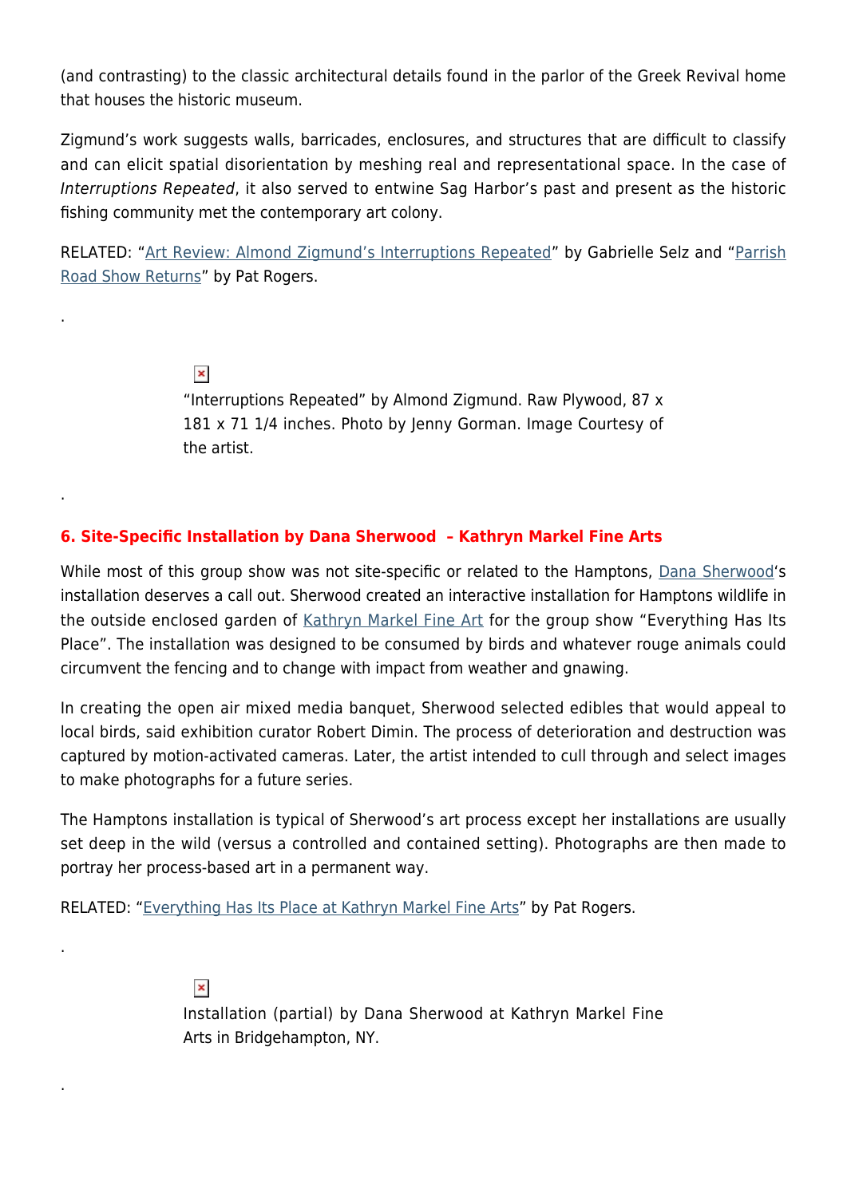(and contrasting) to the classic architectural details found in the parlor of the Greek Revival home that houses the historic museum.

Zigmund's work suggests walls, barricades, enclosures, and structures that are difficult to classify and can elicit spatial disorientation by meshing real and representational space. In the case of *Interruptions Repeated*, it also served to entwine Sag Harbor's past and present as the historic fishing community met the contemporary art colony.

RELATED: "Art Review: Almond Zigmund's Interruptions Repeated" by Gabrielle Selz and "Parrish Road Show Returns" by Pat Rogers.

.

"Interruptions Repeated" by Almond Zigmund. Raw Plywood, 87 x 181 x 71 1/4 inches. Photo by Jenny Gorman. Image Courtesy of the artist.

.

### 6. Site-Specific Installation by Dana Sherwood – Kathryn Markel Fine Arts

While most of this group show was not site-specific or related to the Hamptons, Dana Sherwood's installation deserves a call out. Sherwood created an interactive installation for Hamptons wildlife in the outside enclosed garden of Kathryn Markel Fine Art for the group show "Everything Has Its Place". The installation was designed to be consumed by birds and whatever rouge animals could circumvent the fencing and to change with impact from weather and gnawing.

In creating the open air mixed media banquet, Sherwood selected edibles that would appeal to local birds, said exhibition curator Robert Dimin. The process of deterioration and destruction was captured by motion-activated cameras. Later, the artist intended to cull through and select images to make photographs for a future series.

The Hamptons installation is typical of Sherwood's art process except her installations are usually set deep in the wild (versus a controlled and contained setting). Photographs are then made to portray her process-based art in a permanent way.

RELATED: "Everything Has Its Place at Kathryn Markel Fine Arts" by Pat Rogers.

.

Installation (partial) by Dana Sherwood at Kathryn Markel Fine Arts in Bridgehampton, NY.

.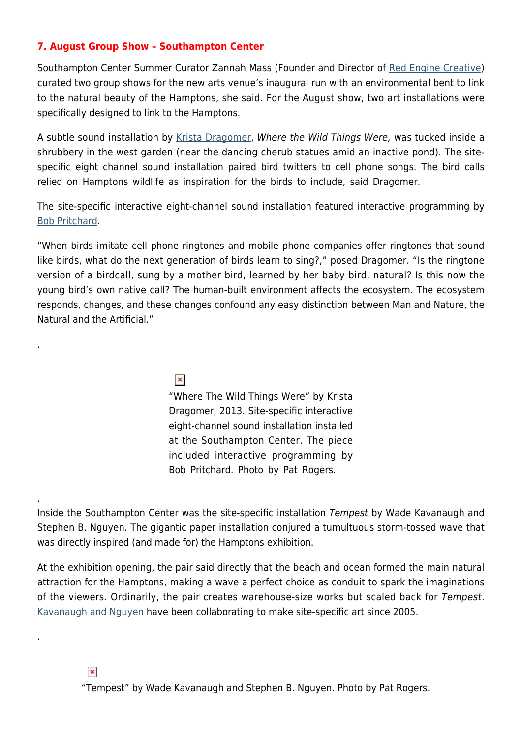### 7. August Group Show – Southampton Center

Southampton Center Summer Curator Zannah Mass (Founder and Director of Red Engine Creative) curated two group shows for the new arts venue's inaugural run with an environmental bent to link to the natural beauty of the Hamptons, she said. For the August show, two art installations were specifically designed to link to the Hamptons.

A subtle sound installation by Krista Dragomer, *Where the Wild Things Were,* was tucked inside a shrubbery in the west garden (near the dancing cherub statues amid an inactive pond). The site-specific eight channel sound installation paired bird twitters to cell phone songs. The bird calls relied on Hamptons wildlife as inspiration for the birds to include, said Dragomer.

The site-specific interactive eight-channel sound installation featured interactive programming by Bob Pritchard.

"When birds imitate cell phone ringtones and mobile phone companies offer ringtones that sound like birds, what do the next generation of birds learn to sing?," posed Dragomer. "Is the ringtone version of a birdcall, sung by a mother bird, learned by her baby bird, natural? Is this now the young bird's own native call? The human-built environment affects the ecosystem. The ecosystem responds, changes, and these changes confound any easy distinction between Man and Nature, the Natural and the Artificial."

.

"Where The Wild Things Were" by Krista Dragomer, 2013. Site-specific interactive eight-channel sound installation installed at the Southampton Center. The piece included interactive programming by Bob Pritchard. Photo by Pat Rogers.

.

Inside the Southampton Center was the site-specific installation *Tempest* by Wade Kavanaugh and Stephen B. Nguyen. The gigantic paper installation conjured a tumultuous storm-tossed wave that was directly inspired (and made for) the Hamptons exhibition.

At the exhibition opening, the pair said directly that the beach and ocean formed the main natural attraction for the Hamptons, making a wave a perfect choice as conduit to spark the imaginations of the viewers. Ordinarily, the pair creates warehouse-size works but scaled back for *Tempest*. Kavanaugh and Nguyen have been collaborating to make site-specific art since 2005.

.

"Tempest" by Wade Kavanaugh and Stephen B. Nguyen. Photo by Pat Rogers.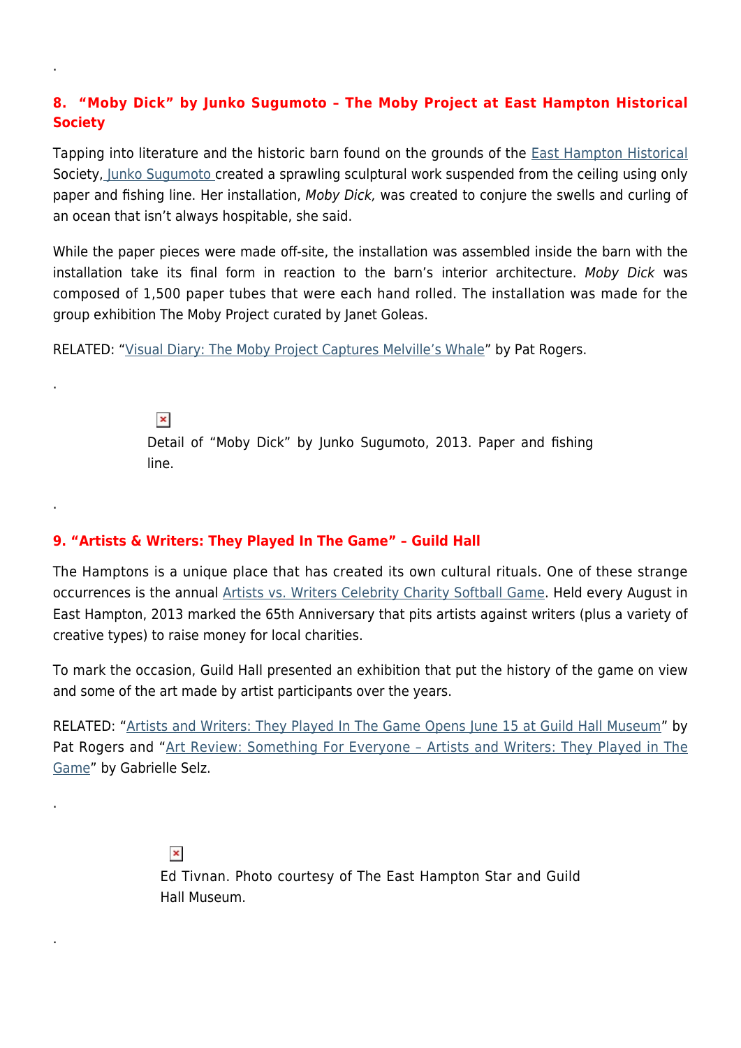.

### 8. "Moby Dick" by Junko Sugumoto – The Moby Project at East Hampton Historical Society

Tapping into literature and the historic barn found on the grounds of the East Hampton Historical Society, Junko Sugumoto created a sprawling sculptural work suspended from the ceiling using only paper and fishing line. Her installation, *Moby Dick,* was created to conjure the swells and curling of an ocean that isn't always hospitable, she said.

While the paper pieces were made off-site, the installation was assembled inside the barn with the installation take its final form in reaction to the barn's interior architecture. *Moby Dick* was composed of 1,500 paper tubes that were each hand rolled. The installation was made for the group exhibition The Moby Project curated by Janet Goleas.

RELATED: "Visual Diary: The Moby Project Captures Melville's Whale" by Pat Rogers.

.

Detail of "Moby Dick" by Junko Sugumoto, 2013. Paper and fishing line.

.

### 9. "Artists & Writers: They Played In The Game" – Guild Hall

The Hamptons is a unique place that has created its own cultural rituals. One of these strange occurrences is the annual Artists vs. Writers Celebrity Charity Softball Game. Held every August in East Hampton, 2013 marked the 65th Anniversary that pits artists against writers (plus a variety of creative types) to raise money for local charities.

To mark the occasion, Guild Hall presented an exhibition that put the history of the game on view and some of the art made by artist participants over the years.

RELATED: "Artists and Writers: They Played In The Game Opens June 15 at Guild Hall Museum" by Pat Rogers and "Art Review: Something For Everyone – Artists and Writers: They Played in The Game" by Gabrielle Selz.

.

Ed Tivnan. Photo courtesy of The East Hampton Star and Guild Hall Museum.

.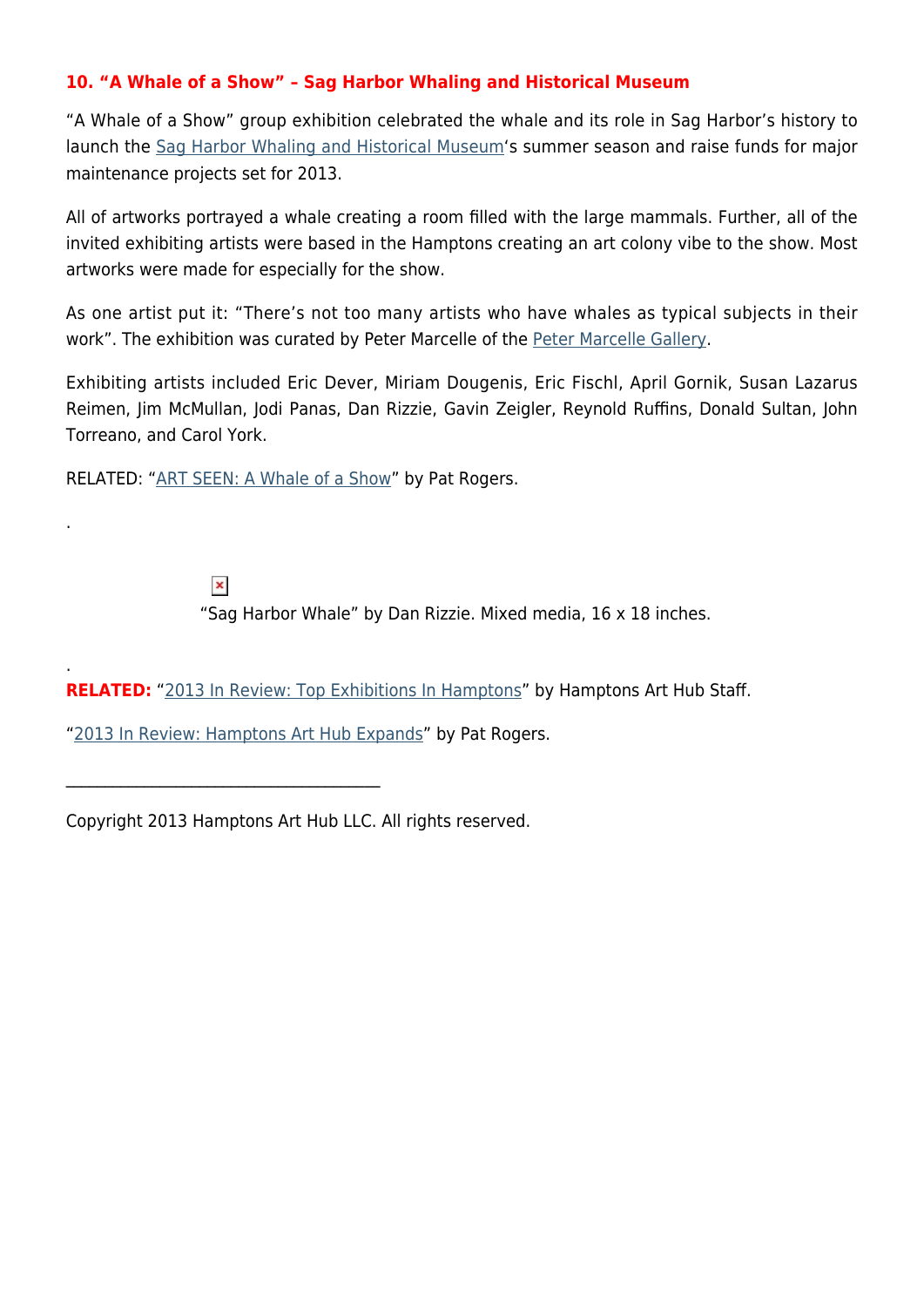### 10. "A Whale of a Show" – Sag Harbor Whaling and Historical Museum

"A Whale of a Show" group exhibition celebrated the whale and its role in Sag Harbor's history to launch the Sag Harbor Whaling and Historical Museum's summer season and raise funds for major maintenance projects set for 2013.

All of artworks portrayed a whale creating a room filled with the large mammals. Further, all of the invited exhibiting artists were based in the Hamptons creating an art colony vibe to the show. Most artworks were made for especially for the show.

As one artist put it: "There's not too many artists who have whales as typical subjects in their work". The exhibition was curated by Peter Marcelle of the Peter Marcelle Gallery.

Exhibiting artists included Eric Dever, Miriam Dougenis, Eric Fischl, April Gornik, Susan Lazarus Reimen, Jim McMullan, Jodi Panas, Dan Rizzie, Gavin Zeigler, Reynold Ruffins, Donald Sultan, John Torreano, and Carol York.

RELATED: "ART SEEN: A Whale of a Show" by Pat Rogers.

.

"Sag Harbor Whale" by Dan Rizzie. Mixed media, 16 x 18 inches.

.

**RELATED:** "2013 In Review: Top Exhibitions In Hamptons" by Hamptons Art Hub Staff.

"2013 In Review: Hamptons Art Hub Expands" by Pat Rogers.

---

Copyright 2013 Hamptons Art Hub LLC. All rights reserved.